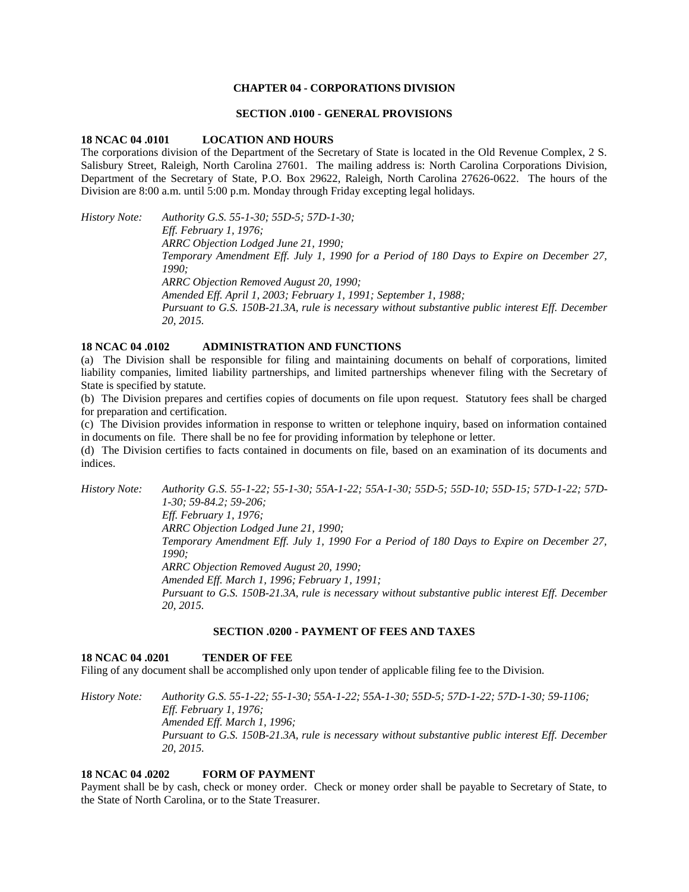# CHAPTER 04 - CORPORATIONS DIVISION

## SECTION .0100 - GENERAL PROVISIONS

### 18 NCAC 04 .0101 LOCATION AND HOURS

The corporations division of the Department of the Secretary of State is located in the Old Revenue Complex, 2 S. Salisbury Street, Raleigh, North Carolina 27601. The mailing address is: North Carolina Corporations Division, Department of the Secretary of State, P.O. Box 29622, Raleigh, North Carolina 27626-0622. The hours of the Division are 8:00 a.m. until 5:00 p.m. Monday through Friday excepting legal holidays.

*History Note: Authority G.S. 55-1-30; 55D-5; 57D-1-30;*
*Eff. February 1, 1976;*
*ARRC Objection Lodged June 21, 1990;*
*Temporary Amendment Eff. July 1, 1990 for a Period of 180 Days to Expire on December 27, 1990;*
*ARRC Objection Removed August 20, 1990;*
*Amended Eff. April 1, 2003; February 1, 1991; September 1, 1988;*
*Pursuant to G.S. 150B-21.3A, rule is necessary without substantive public interest Eff. December 20, 2015.*

### 18 NCAC 04 .0102 ADMINISTRATION AND FUNCTIONS

(a) The Division shall be responsible for filing and maintaining documents on behalf of corporations, limited liability companies, limited liability partnerships, and limited partnerships whenever filing with the Secretary of State is specified by statute.

(b) The Division prepares and certifies copies of documents on file upon request. Statutory fees shall be charged for preparation and certification.

(c) The Division provides information in response to written or telephone inquiry, based on information contained in documents on file. There shall be no fee for providing information by telephone or letter.

(d) The Division certifies to facts contained in documents on file, based on an examination of its documents and indices.

*History Note: Authority G.S. 55-1-22; 55-1-30; 55A-1-22; 55A-1-30; 55D-5; 55D-10; 55D-15; 57D-1-22; 57D-1-30; 59-84.2; 59-206;*
*Eff. February 1, 1976;*
*ARRC Objection Lodged June 21, 1990;*
*Temporary Amendment Eff. July 1, 1990 For a Period of 180 Days to Expire on December 27, 1990;*
*ARRC Objection Removed August 20, 1990;*
*Amended Eff. March 1, 1996; February 1, 1991;*
*Pursuant to G.S. 150B-21.3A, rule is necessary without substantive public interest Eff. December 20, 2015.*

## SECTION .0200 - PAYMENT OF FEES AND TAXES

### 18 NCAC 04 .0201 TENDER OF FEE

Filing of any document shall be accomplished only upon tender of applicable filing fee to the Division.

*History Note: Authority G.S. 55-1-22; 55-1-30; 55A-1-22; 55A-1-30; 55D-5; 57D-1-22; 57D-1-30; 59-1106;*
*Eff. February 1, 1976;*
*Amended Eff. March 1, 1996;*
*Pursuant to G.S. 150B-21.3A, rule is necessary without substantive public interest Eff. December 20, 2015.*

### 18 NCAC 04 .0202 FORM OF PAYMENT

Payment shall be by cash, check or money order. Check or money order shall be payable to Secretary of State, to the State of North Carolina, or to the State Treasurer.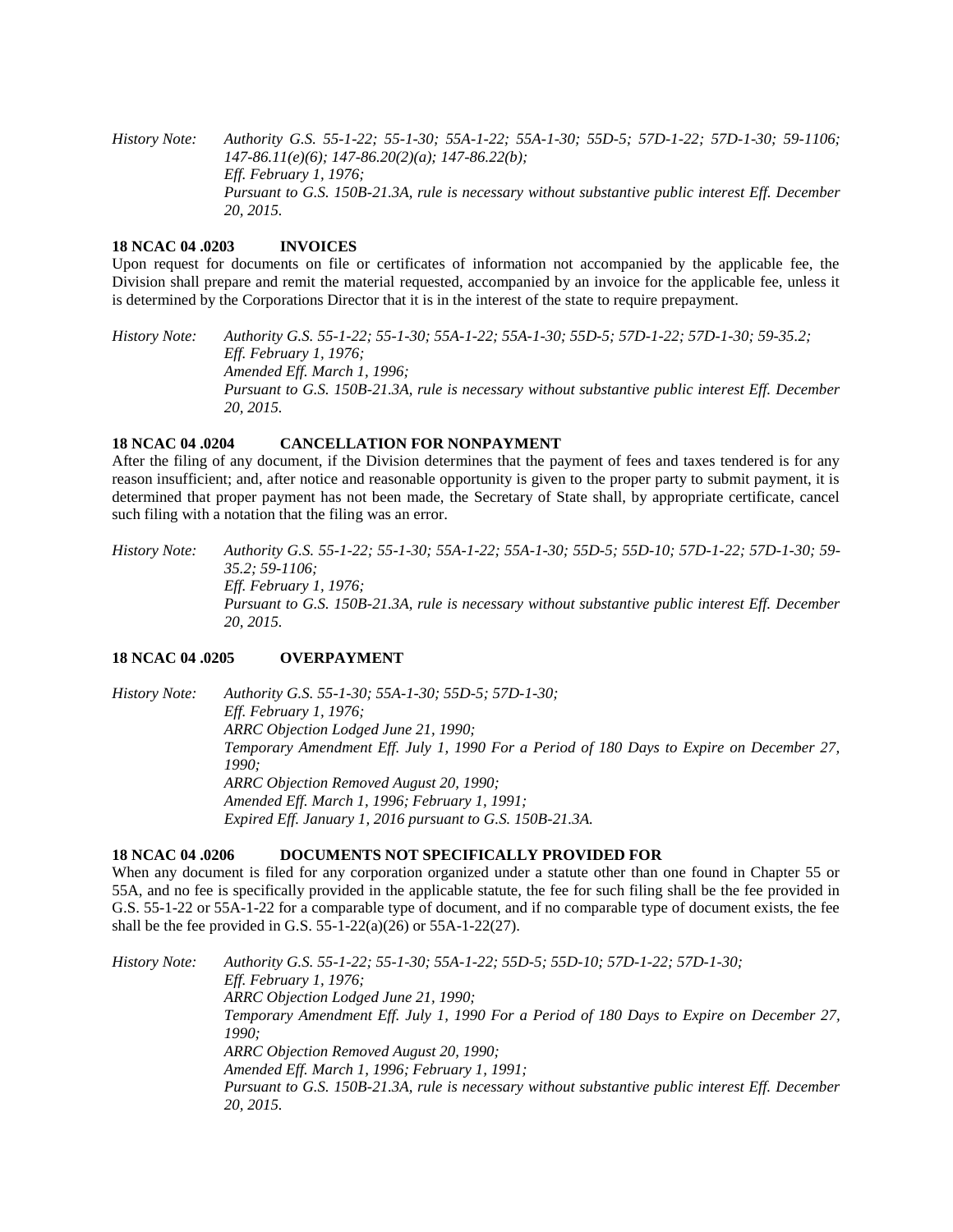*History Note: Authority G.S. 55-1-22; 55-1-30; 55A-1-22; 55A-1-30; 55D-5; 57D-1-22; 57D-1-30; 59-1106; 147-86.11(e)(6); 147-86.20(2)(a); 147-86.22(b);*
*Eff. February 1, 1976;*
*Pursuant to G.S. 150B-21.3A, rule is necessary without substantive public interest Eff. December 20, 2015.*

**18 NCAC 04 .0203 INVOICES**

Upon request for documents on file or certificates of information not accompanied by the applicable fee, the Division shall prepare and remit the material requested, accompanied by an invoice for the applicable fee, unless it is determined by the Corporations Director that it is in the interest of the state to require prepayment.

*History Note: Authority G.S. 55-1-22; 55-1-30; 55A-1-22; 55A-1-30; 55D-5; 57D-1-22; 57D-1-30; 59-35.2;*
*Eff. February 1, 1976;*
*Amended Eff. March 1, 1996;*
*Pursuant to G.S. 150B-21.3A, rule is necessary without substantive public interest Eff. December 20, 2015.*

**18 NCAC 04 .0204 CANCELLATION FOR NONPAYMENT**

After the filing of any document, if the Division determines that the payment of fees and taxes tendered is for any reason insufficient; and, after notice and reasonable opportunity is given to the proper party to submit payment, it is determined that proper payment has not been made, the Secretary of State shall, by appropriate certificate, cancel such filing with a notation that the filing was an error.

*History Note: Authority G.S. 55-1-22; 55-1-30; 55A-1-22; 55A-1-30; 55D-5; 55D-10; 57D-1-22; 57D-1-30; 59-35.2; 59-1106;*
*Eff. February 1, 1976;*
*Pursuant to G.S. 150B-21.3A, rule is necessary without substantive public interest Eff. December 20, 2015.*

**18 NCAC 04 .0205 OVERPAYMENT**

*History Note: Authority G.S. 55-1-30; 55A-1-30; 55D-5; 57D-1-30;*
*Eff. February 1, 1976;*
*ARRC Objection Lodged June 21, 1990;*
*Temporary Amendment Eff. July 1, 1990 For a Period of 180 Days to Expire on December 27, 1990;*
*ARRC Objection Removed August 20, 1990;*
*Amended Eff. March 1, 1996; February 1, 1991;*
*Expired Eff. January 1, 2016 pursuant to G.S. 150B-21.3A.*

**18 NCAC 04 .0206 DOCUMENTS NOT SPECIFICALLY PROVIDED FOR**

When any document is filed for any corporation organized under a statute other than one found in Chapter 55 or 55A, and no fee is specifically provided in the applicable statute, the fee for such filing shall be the fee provided in G.S. 55-1-22 or 55A-1-22 for a comparable type of document, and if no comparable type of document exists, the fee shall be the fee provided in G.S. 55-1-22(a)(26) or 55A-1-22(27).

*History Note: Authority G.S. 55-1-22; 55-1-30; 55A-1-22; 55D-5; 55D-10; 57D-1-22; 57D-1-30;*
*Eff. February 1, 1976;*
*ARRC Objection Lodged June 21, 1990;*
*Temporary Amendment Eff. July 1, 1990 For a Period of 180 Days to Expire on December 27, 1990;*
*ARRC Objection Removed August 20, 1990;*
*Amended Eff. March 1, 1996; February 1, 1991;*
*Pursuant to G.S. 150B-21.3A, rule is necessary without substantive public interest Eff. December 20, 2015.*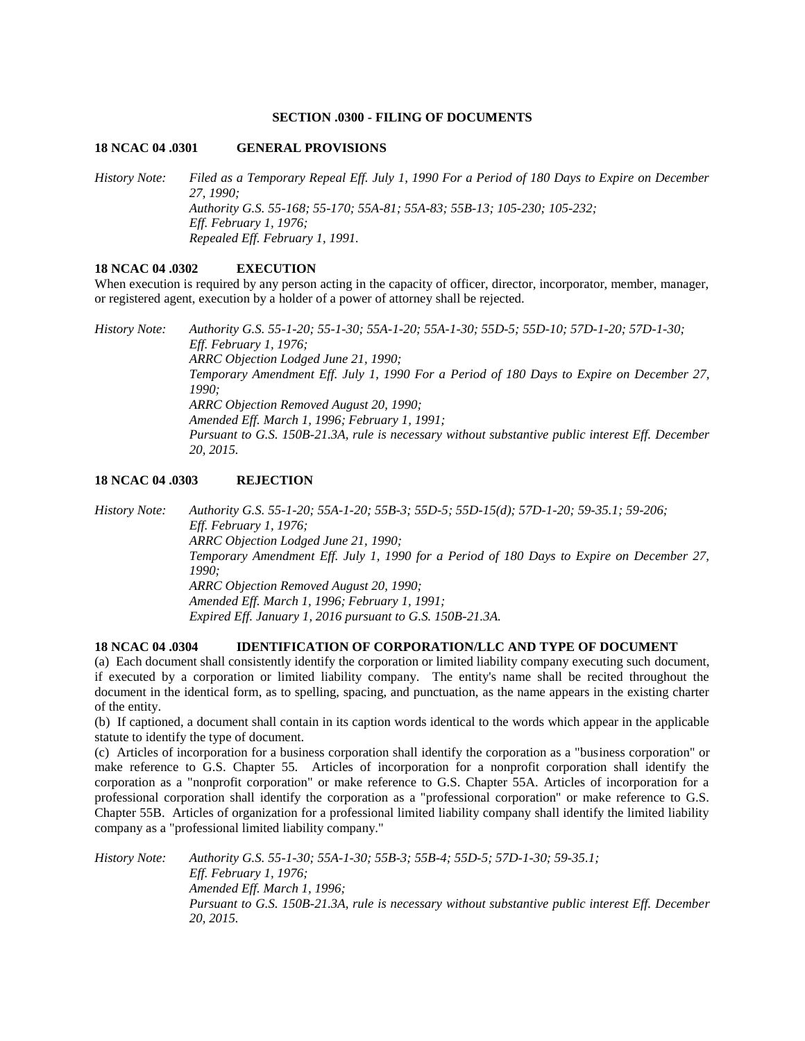## SECTION .0300 - FILING OF DOCUMENTS

### 18 NCAC 04 .0301 GENERAL PROVISIONS

*History Note: Filed as a Temporary Repeal Eff. July 1, 1990 For a Period of 180 Days to Expire on December 27, 1990;*
*Authority G.S. 55-168; 55-170; 55A-81; 55A-83; 55B-13; 105-230; 105-232;*
*Eff. February 1, 1976;*
*Repealed Eff. February 1, 1991.*

### 18 NCAC 04 .0302 EXECUTION

When execution is required by any person acting in the capacity of officer, director, incorporator, member, manager, or registered agent, execution by a holder of a power of attorney shall be rejected.

*History Note: Authority G.S. 55-1-20; 55-1-30; 55A-1-20; 55A-1-30; 55D-5; 55D-10; 57D-1-20; 57D-1-30;*
*Eff. February 1, 1976;*
*ARRC Objection Lodged June 21, 1990;*
*Temporary Amendment Eff. July 1, 1990 For a Period of 180 Days to Expire on December 27, 1990;*
*ARRC Objection Removed August 20, 1990;*
*Amended Eff. March 1, 1996; February 1, 1991;*
*Pursuant to G.S. 150B-21.3A, rule is necessary without substantive public interest Eff. December 20, 2015.*

### 18 NCAC 04 .0303 REJECTION

*History Note: Authority G.S. 55-1-20; 55A-1-20; 55B-3; 55D-5; 55D-15(d); 57D-1-20; 59-35.1; 59-206;*
*Eff. February 1, 1976;*
*ARRC Objection Lodged June 21, 1990;*
*Temporary Amendment Eff. July 1, 1990 for a Period of 180 Days to Expire on December 27, 1990;*
*ARRC Objection Removed August 20, 1990;*
*Amended Eff. March 1, 1996; February 1, 1991;*
*Expired Eff. January 1, 2016 pursuant to G.S. 150B-21.3A.*

### 18 NCAC 04 .0304 IDENTIFICATION OF CORPORATION/LLC AND TYPE OF DOCUMENT

(a) Each document shall consistently identify the corporation or limited liability company executing such document, if executed by a corporation or limited liability company. The entity's name shall be recited throughout the document in the identical form, as to spelling, spacing, and punctuation, as the name appears in the existing charter of the entity.

(b) If captioned, a document shall contain in its caption words identical to the words which appear in the applicable statute to identify the type of document.

(c) Articles of incorporation for a business corporation shall identify the corporation as a "business corporation" or make reference to G.S. Chapter 55. Articles of incorporation for a nonprofit corporation shall identify the corporation as a "nonprofit corporation" or make reference to G.S. Chapter 55A. Articles of incorporation for a professional corporation shall identify the corporation as a "professional corporation" or make reference to G.S. Chapter 55B. Articles of organization for a professional limited liability company shall identify the limited liability company as a "professional limited liability company."

*History Note: Authority G.S. 55-1-30; 55A-1-30; 55B-3; 55B-4; 55D-5; 57D-1-30; 59-35.1;*
*Eff. February 1, 1976;*
*Amended Eff. March 1, 1996;*
*Pursuant to G.S. 150B-21.3A, rule is necessary without substantive public interest Eff. December 20, 2015.*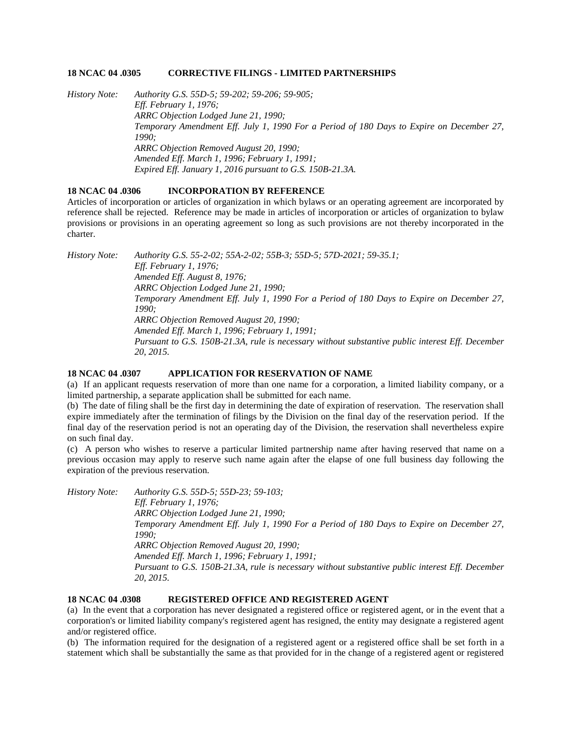### 18 NCAC 04 .0305 CORRECTIVE FILINGS - LIMITED PARTNERSHIPS

*History Note: Authority G.S. 55D-5; 59-202; 59-206; 59-905;*
*Eff. February 1, 1976;*
*ARRC Objection Lodged June 21, 1990;*
*Temporary Amendment Eff. July 1, 1990 For a Period of 180 Days to Expire on December 27, 1990;*
*ARRC Objection Removed August 20, 1990;*
*Amended Eff. March 1, 1996; February 1, 1991;*
*Expired Eff. January 1, 2016 pursuant to G.S. 150B-21.3A.*

### 18 NCAC 04 .0306 INCORPORATION BY REFERENCE

Articles of incorporation or articles of organization in which bylaws or an operating agreement are incorporated by reference shall be rejected. Reference may be made in articles of incorporation or articles of organization to bylaw provisions or provisions in an operating agreement so long as such provisions are not thereby incorporated in the charter.

*History Note: Authority G.S. 55-2-02; 55A-2-02; 55B-3; 55D-5; 57D-2021; 59-35.1;*
*Eff. February 1, 1976;*
*Amended Eff. August 8, 1976;*
*ARRC Objection Lodged June 21, 1990;*
*Temporary Amendment Eff. July 1, 1990 For a Period of 180 Days to Expire on December 27, 1990;*
*ARRC Objection Removed August 20, 1990;*
*Amended Eff. March 1, 1996; February 1, 1991;*
*Pursuant to G.S. 150B-21.3A, rule is necessary without substantive public interest Eff. December 20, 2015.*

### 18 NCAC 04 .0307 APPLICATION FOR RESERVATION OF NAME

(a) If an applicant requests reservation of more than one name for a corporation, a limited liability company, or a limited partnership, a separate application shall be submitted for each name.

(b) The date of filing shall be the first day in determining the date of expiration of reservation. The reservation shall expire immediately after the termination of filings by the Division on the final day of the reservation period. If the final day of the reservation period is not an operating day of the Division, the reservation shall nevertheless expire on such final day.

(c) A person who wishes to reserve a particular limited partnership name after having reserved that name on a previous occasion may apply to reserve such name again after the elapse of one full business day following the expiration of the previous reservation.

*History Note: Authority G.S. 55D-5; 55D-23; 59-103;*
*Eff. February 1, 1976;*
*ARRC Objection Lodged June 21, 1990;*
*Temporary Amendment Eff. July 1, 1990 For a Period of 180 Days to Expire on December 27, 1990;*
*ARRC Objection Removed August 20, 1990;*
*Amended Eff. March 1, 1996; February 1, 1991;*
*Pursuant to G.S. 150B-21.3A, rule is necessary without substantive public interest Eff. December 20, 2015.*

### 18 NCAC 04 .0308 REGISTERED OFFICE AND REGISTERED AGENT

(a) In the event that a corporation has never designated a registered office or registered agent, or in the event that a corporation's or limited liability company's registered agent has resigned, the entity may designate a registered agent and/or registered office.

(b) The information required for the designation of a registered agent or a registered office shall be set forth in a statement which shall be substantially the same as that provided for in the change of a registered agent or registered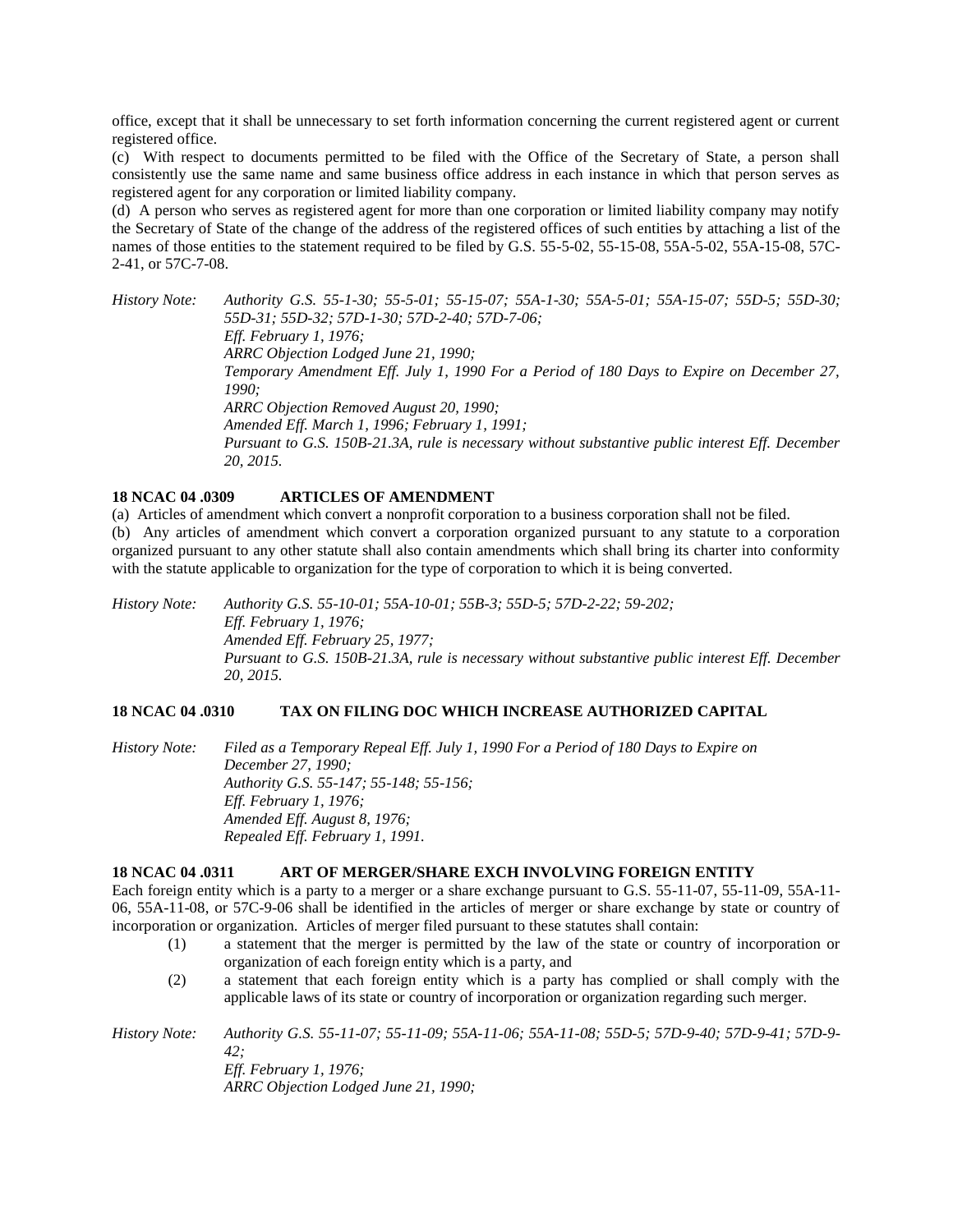office, except that it shall be unnecessary to set forth information concerning the current registered agent or current registered office.

(c) With respect to documents permitted to be filed with the Office of the Secretary of State, a person shall consistently use the same name and same business office address in each instance in which that person serves as registered agent for any corporation or limited liability company.

(d) A person who serves as registered agent for more than one corporation or limited liability company may notify the Secretary of State of the change of the address of the registered offices of such entities by attaching a list of the names of those entities to the statement required to be filed by G.S. 55-5-02, 55-15-08, 55A-5-02, 55A-15-08, 57C-2-41, or 57C-7-08.

*History Note: Authority G.S. 55-1-30; 55-5-01; 55-15-07; 55A-1-30; 55A-5-01; 55A-15-07; 55D-5; 55D-30; 55D-31; 55D-32; 57D-1-30; 57D-2-40; 57D-7-06;*
*Eff. February 1, 1976;*
*ARRC Objection Lodged June 21, 1990;*
*Temporary Amendment Eff. July 1, 1990 For a Period of 180 Days to Expire on December 27, 1990;*
*ARRC Objection Removed August 20, 1990;*
*Amended Eff. March 1, 1996; February 1, 1991;*
*Pursuant to G.S. 150B-21.3A, rule is necessary without substantive public interest Eff. December 20, 2015.*

### 18 NCAC 04 .0309 ARTICLES OF AMENDMENT

(a) Articles of amendment which convert a nonprofit corporation to a business corporation shall not be filed.

(b) Any articles of amendment which convert a corporation organized pursuant to any statute to a corporation organized pursuant to any other statute shall also contain amendments which shall bring its charter into conformity with the statute applicable to organization for the type of corporation to which it is being converted.

*History Note: Authority G.S. 55-10-01; 55A-10-01; 55B-3; 55D-5; 57D-2-22; 59-202;*
*Eff. February 1, 1976;*
*Amended Eff. February 25, 1977;*
*Pursuant to G.S. 150B-21.3A, rule is necessary without substantive public interest Eff. December 20, 2015.*

### 18 NCAC 04 .0310 TAX ON FILING DOC WHICH INCREASE AUTHORIZED CAPITAL

*History Note: Filed as a Temporary Repeal Eff. July 1, 1990 For a Period of 180 Days to Expire on December 27, 1990;*
*Authority G.S. 55-147; 55-148; 55-156;*
*Eff. February 1, 1976;*
*Amended Eff. August 8, 1976;*
*Repealed Eff. February 1, 1991.*

### 18 NCAC 04 .0311 ART OF MERGER/SHARE EXCH INVOLVING FOREIGN ENTITY

Each foreign entity which is a party to a merger or a share exchange pursuant to G.S. 55-11-07, 55-11-09, 55A-11-06, 55A-11-08, or 57C-9-06 shall be identified in the articles of merger or share exchange by state or country of incorporation or organization. Articles of merger filed pursuant to these statutes shall contain:

(1) a statement that the merger is permitted by the law of the state or country of incorporation or organization of each foreign entity which is a party, and

(2) a statement that each foreign entity which is a party has complied or shall comply with the applicable laws of its state or country of incorporation or organization regarding such merger.

*History Note: Authority G.S. 55-11-07; 55-11-09; 55A-11-06; 55A-11-08; 55D-5; 57D-9-40; 57D-9-41; 57D-9-42;*
*Eff. February 1, 1976;*
*ARRC Objection Lodged June 21, 1990;*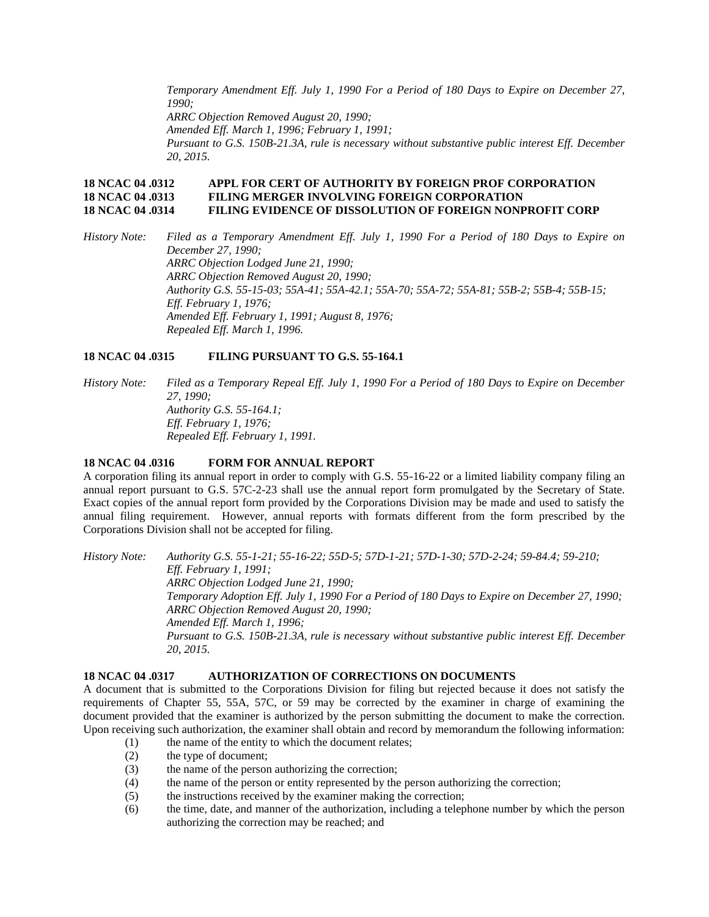*Temporary Amendment Eff. July 1, 1990 For a Period of 180 Days to Expire on December 27, 1990;*
*ARRC Objection Removed August 20, 1990;*
*Amended Eff. March 1, 1996; February 1, 1991;*
*Pursuant to G.S. 150B-21.3A, rule is necessary without substantive public interest Eff. December 20, 2015.*

**18 NCAC 04 .0312 APPL FOR CERT OF AUTHORITY BY FOREIGN PROF CORPORATION**
**18 NCAC 04 .0313 FILING MERGER INVOLVING FOREIGN CORPORATION**
**18 NCAC 04 .0314 FILING EVIDENCE OF DISSOLUTION OF FOREIGN NONPROFIT CORP**

*History Note: Filed as a Temporary Amendment Eff. July 1, 1990 For a Period of 180 Days to Expire on December 27, 1990;*
*ARRC Objection Lodged June 21, 1990;*
*ARRC Objection Removed August 20, 1990;*
*Authority G.S. 55-15-03; 55A-41; 55A-42.1; 55A-70; 55A-72; 55A-81; 55B-2; 55B-4; 55B-15;*
*Eff. February 1, 1976;*
*Amended Eff. February 1, 1991; August 8, 1976;*
*Repealed Eff. March 1, 1996.*

**18 NCAC 04 .0315 FILING PURSUANT TO G.S. 55-164.1**

*History Note: Filed as a Temporary Repeal Eff. July 1, 1990 For a Period of 180 Days to Expire on December 27, 1990;*
*Authority G.S. 55-164.1;*
*Eff. February 1, 1976;*
*Repealed Eff. February 1, 1991.*

**18 NCAC 04 .0316 FORM FOR ANNUAL REPORT**

A corporation filing its annual report in order to comply with G.S. 55-16-22 or a limited liability company filing an annual report pursuant to G.S. 57C-2-23 shall use the annual report form promulgated by the Secretary of State. Exact copies of the annual report form provided by the Corporations Division may be made and used to satisfy the annual filing requirement. However, annual reports with formats different from the form prescribed by the Corporations Division shall not be accepted for filing.

*History Note: Authority G.S. 55-1-21; 55-16-22; 55D-5; 57D-1-21; 57D-1-30; 57D-2-24; 59-84.4; 59-210;*
*Eff. February 1, 1991;*
*ARRC Objection Lodged June 21, 1990;*
*Temporary Adoption Eff. July 1, 1990 For a Period of 180 Days to Expire on December 27, 1990;*
*ARRC Objection Removed August 20, 1990;*
*Amended Eff. March 1, 1996;*
*Pursuant to G.S. 150B-21.3A, rule is necessary without substantive public interest Eff. December 20, 2015.*

**18 NCAC 04 .0317 AUTHORIZATION OF CORRECTIONS ON DOCUMENTS**

A document that is submitted to the Corporations Division for filing but rejected because it does not satisfy the requirements of Chapter 55, 55A, 57C, or 59 may be corrected by the examiner in charge of examining the document provided that the examiner is authorized by the person submitting the document to make the correction. Upon receiving such authorization, the examiner shall obtain and record by memorandum the following information:

(1) the name of the entity to which the document relates;
(2) the type of document;
(3) the name of the person authorizing the correction;
(4) the name of the person or entity represented by the person authorizing the correction;
(5) the instructions received by the examiner making the correction;
(6) the time, date, and manner of the authorization, including a telephone number by which the person authorizing the correction may be reached; and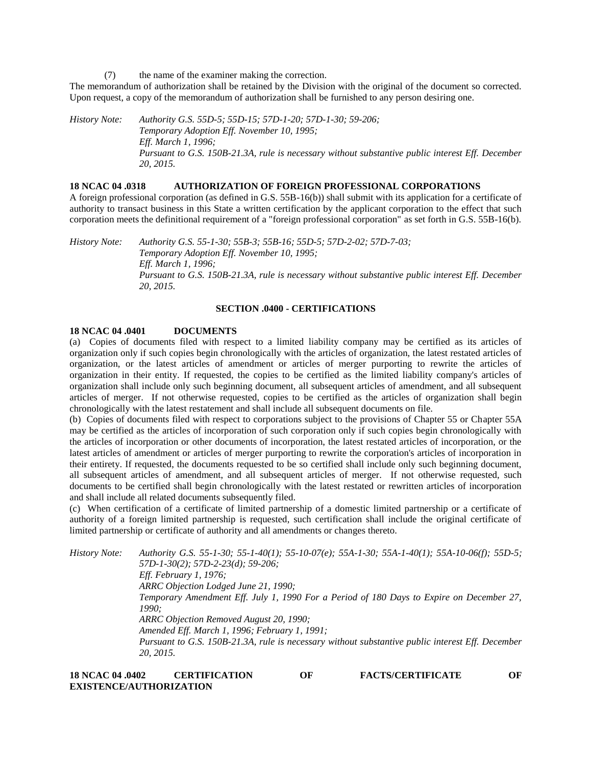(7) the name of the examiner making the correction.

The memorandum of authorization shall be retained by the Division with the original of the document so corrected. Upon request, a copy of the memorandum of authorization shall be furnished to any person desiring one.

*History Note: Authority G.S. 55D-5; 55D-15; 57D-1-20; 57D-1-30; 59-206;*
*Temporary Adoption Eff. November 10, 1995;*
*Eff. March 1, 1996;*
*Pursuant to G.S. 150B-21.3A, rule is necessary without substantive public interest Eff. December 20, 2015.*

**18 NCAC 04 .0318 AUTHORIZATION OF FOREIGN PROFESSIONAL CORPORATIONS**

A foreign professional corporation (as defined in G.S. 55B-16(b)) shall submit with its application for a certificate of authority to transact business in this State a written certification by the applicant corporation to the effect that such corporation meets the definitional requirement of a "foreign professional corporation" as set forth in G.S. 55B-16(b).

*History Note: Authority G.S. 55-1-30; 55B-3; 55B-16; 55D-5; 57D-2-02; 57D-7-03;*
*Temporary Adoption Eff. November 10, 1995;*
*Eff. March 1, 1996;*
*Pursuant to G.S. 150B-21.3A, rule is necessary without substantive public interest Eff. December 20, 2015.*

## SECTION .0400 - CERTIFICATIONS

**18 NCAC 04 .0401 DOCUMENTS**

(a) Copies of documents filed with respect to a limited liability company may be certified as its articles of organization only if such copies begin chronologically with the articles of organization, the latest restated articles of organization, or the latest articles of amendment or articles of merger purporting to rewrite the articles of organization in their entity. If requested, the copies to be certified as the limited liability company's articles of organization shall include only such beginning document, all subsequent articles of amendment, and all subsequent articles of merger. If not otherwise requested, copies to be certified as the articles of organization shall begin chronologically with the latest restatement and shall include all subsequent documents on file.

(b) Copies of documents filed with respect to corporations subject to the provisions of Chapter 55 or Chapter 55A may be certified as the articles of incorporation of such corporation only if such copies begin chronologically with the articles of incorporation or other documents of incorporation, the latest restated articles of incorporation, or the latest articles of amendment or articles of merger purporting to rewrite the corporation's articles of incorporation in their entirety. If requested, the documents requested to be so certified shall include only such beginning document, all subsequent articles of amendment, and all subsequent articles of merger. If not otherwise requested, such documents to be certified shall begin chronologically with the latest restated or rewritten articles of incorporation and shall include all related documents subsequently filed.

(c) When certification of a certificate of limited partnership of a domestic limited partnership or a certificate of authority of a foreign limited partnership is requested, such certification shall include the original certificate of limited partnership or certificate of authority and all amendments or changes thereto.

*History Note: Authority G.S. 55-1-30; 55-1-40(1); 55-10-07(e); 55A-1-30; 55A-1-40(1); 55A-10-06(f); 55D-5; 57D-1-30(2); 57D-2-23(d); 59-206;*
*Eff. February 1, 1976;*
*ARRC Objection Lodged June 21, 1990;*
*Temporary Amendment Eff. July 1, 1990 For a Period of 180 Days to Expire on December 27, 1990;*
*ARRC Objection Removed August 20, 1990;*
*Amended Eff. March 1, 1996; February 1, 1991;*
*Pursuant to G.S. 150B-21.3A, rule is necessary without substantive public interest Eff. December 20, 2015.*

**18 NCAC 04 .0402 CERTIFICATION OF FACTS/CERTIFICATE OF EXISTENCE/AUTHORIZATION**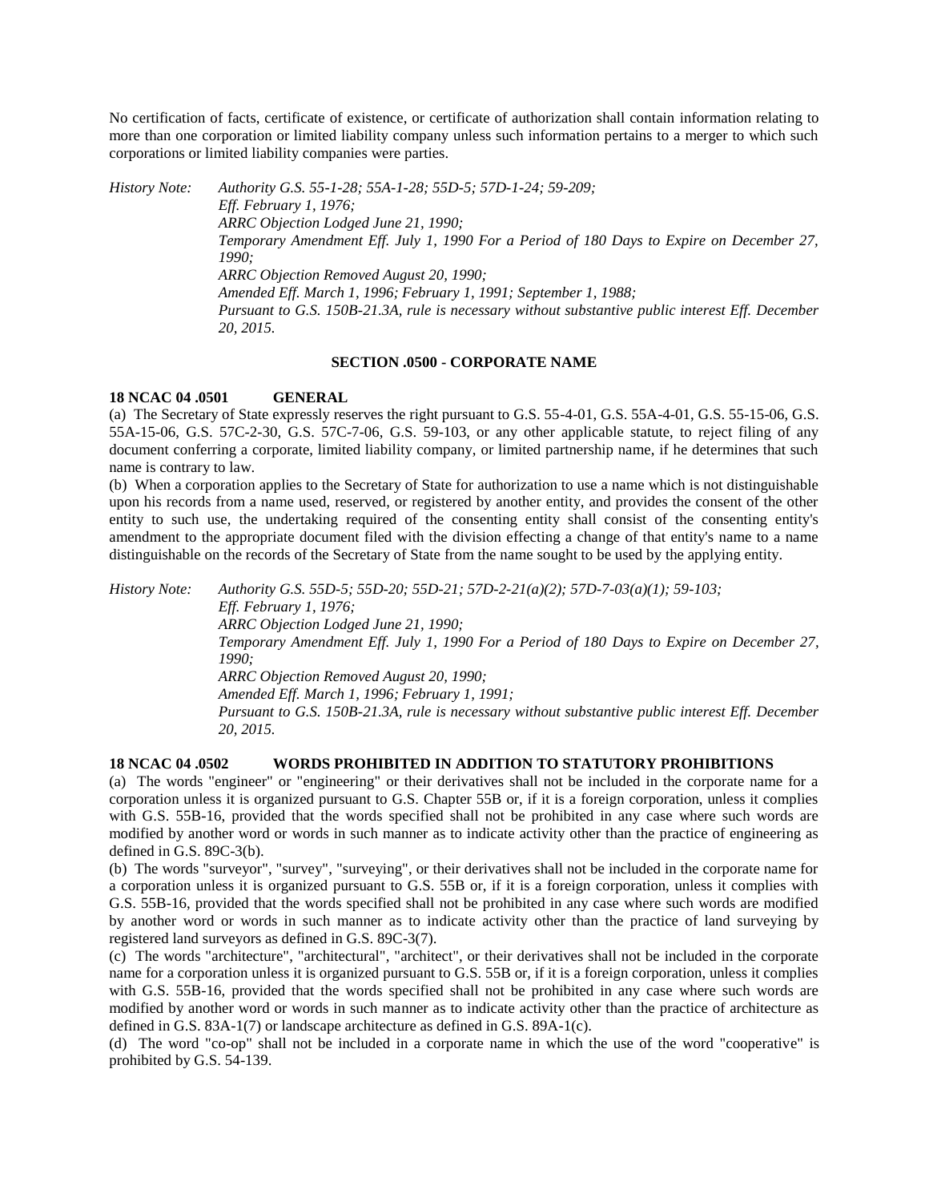No certification of facts, certificate of existence, or certificate of authorization shall contain information relating to more than one corporation or limited liability company unless such information pertains to a merger to which such corporations or limited liability companies were parties.

*History Note: Authority G.S. 55-1-28; 55A-1-28; 55D-5; 57D-1-24; 59-209;*
*Eff. February 1, 1976;*
*ARRC Objection Lodged June 21, 1990;*
*Temporary Amendment Eff. July 1, 1990 For a Period of 180 Days to Expire on December 27, 1990;*
*ARRC Objection Removed August 20, 1990;*
*Amended Eff. March 1, 1996; February 1, 1991; September 1, 1988;*
*Pursuant to G.S. 150B-21.3A, rule is necessary without substantive public interest Eff. December 20, 2015.*

## SECTION .0500 - CORPORATE NAME

**18 NCAC 04 .0501 GENERAL**

(a) The Secretary of State expressly reserves the right pursuant to G.S. 55-4-01, G.S. 55A-4-01, G.S. 55-15-06, G.S. 55A-15-06, G.S. 57C-2-30, G.S. 57C-7-06, G.S. 59-103, or any other applicable statute, to reject filing of any document conferring a corporate, limited liability company, or limited partnership name, if he determines that such name is contrary to law.

(b) When a corporation applies to the Secretary of State for authorization to use a name which is not distinguishable upon his records from a name used, reserved, or registered by another entity, and provides the consent of the other entity to such use, the undertaking required of the consenting entity shall consist of the consenting entity's amendment to the appropriate document filed with the division effecting a change of that entity's name to a name distinguishable on the records of the Secretary of State from the name sought to be used by the applying entity.

*History Note: Authority G.S. 55D-5; 55D-20; 55D-21; 57D-2-21(a)(2); 57D-7-03(a)(1); 59-103;*
*Eff. February 1, 1976;*
*ARRC Objection Lodged June 21, 1990;*
*Temporary Amendment Eff. July 1, 1990 For a Period of 180 Days to Expire on December 27, 1990;*
*ARRC Objection Removed August 20, 1990;*
*Amended Eff. March 1, 1996; February 1, 1991;*
*Pursuant to G.S. 150B-21.3A, rule is necessary without substantive public interest Eff. December 20, 2015.*

**18 NCAC 04 .0502 WORDS PROHIBITED IN ADDITION TO STATUTORY PROHIBITIONS**

(a) The words "engineer" or "engineering" or their derivatives shall not be included in the corporate name for a corporation unless it is organized pursuant to G.S. Chapter 55B or, if it is a foreign corporation, unless it complies with G.S. 55B-16, provided that the words specified shall not be prohibited in any case where such words are modified by another word or words in such manner as to indicate activity other than the practice of engineering as defined in G.S. 89C-3(b).

(b) The words "surveyor", "survey", "surveying", or their derivatives shall not be included in the corporate name for a corporation unless it is organized pursuant to G.S. 55B or, if it is a foreign corporation, unless it complies with G.S. 55B-16, provided that the words specified shall not be prohibited in any case where such words are modified by another word or words in such manner as to indicate activity other than the practice of land surveying by registered land surveyors as defined in G.S. 89C-3(7).

(c) The words "architecture", "architectural", "architect", or their derivatives shall not be included in the corporate name for a corporation unless it is organized pursuant to G.S. 55B or, if it is a foreign corporation, unless it complies with G.S. 55B-16, provided that the words specified shall not be prohibited in any case where such words are modified by another word or words in such manner as to indicate activity other than the practice of architecture as defined in G.S. 83A-1(7) or landscape architecture as defined in G.S. 89A-1(c).

(d) The word "co-op" shall not be included in a corporate name in which the use of the word "cooperative" is prohibited by G.S. 54-139.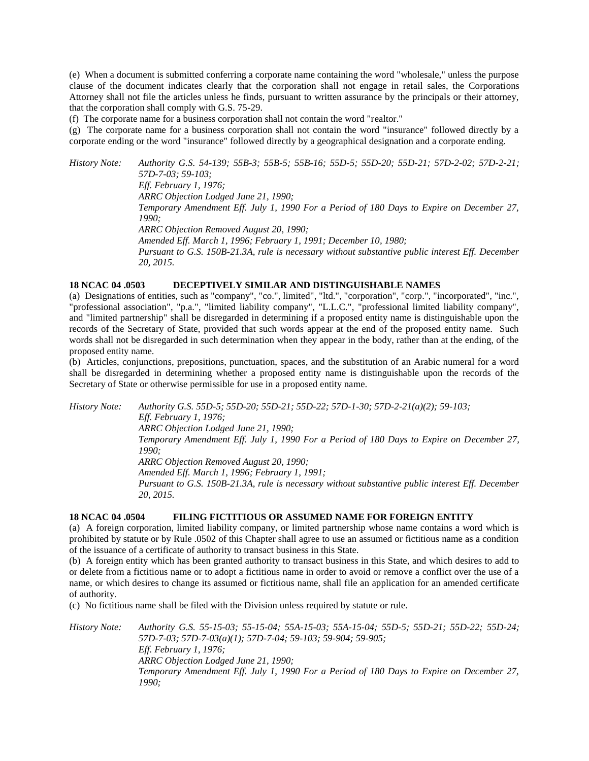(e) When a document is submitted conferring a corporate name containing the word "wholesale," unless the purpose clause of the document indicates clearly that the corporation shall not engage in retail sales, the Corporations Attorney shall not file the articles unless he finds, pursuant to written assurance by the principals or their attorney, that the corporation shall comply with G.S. 75-29.

(f) The corporate name for a business corporation shall not contain the word "realtor."

(g) The corporate name for a business corporation shall not contain the word "insurance" followed directly by a corporate ending or the word "insurance" followed directly by a geographical designation and a corporate ending.

*History Note: Authority G.S. 54-139; 55B-3; 55B-5; 55B-16; 55D-5; 55D-20; 55D-21; 57D-2-02; 57D-2-21; 57D-7-03; 59-103;*
*Eff. February 1, 1976;*
*ARRC Objection Lodged June 21, 1990;*
*Temporary Amendment Eff. July 1, 1990 For a Period of 180 Days to Expire on December 27, 1990;*
*ARRC Objection Removed August 20, 1990;*
*Amended Eff. March 1, 1996; February 1, 1991; December 10, 1980;*
*Pursuant to G.S. 150B-21.3A, rule is necessary without substantive public interest Eff. December 20, 2015.*

**18 NCAC 04 .0503 DECEPTIVELY SIMILAR AND DISTINGUISHABLE NAMES**

(a) Designations of entities, such as "company", "co.", limited", "ltd.", "corporation", "corp.", "incorporated", "inc.", "professional association", "p.a.", "limited liability company", "L.L.C.", "professional limited liability company", and "limited partnership" shall be disregarded in determining if a proposed entity name is distinguishable upon the records of the Secretary of State, provided that such words appear at the end of the proposed entity name. Such words shall not be disregarded in such determination when they appear in the body, rather than at the ending, of the proposed entity name.

(b) Articles, conjunctions, prepositions, punctuation, spaces, and the substitution of an Arabic numeral for a word shall be disregarded in determining whether a proposed entity name is distinguishable upon the records of the Secretary of State or otherwise permissible for use in a proposed entity name.

*History Note: Authority G.S. 55D-5; 55D-20; 55D-21; 55D-22; 57D-1-30; 57D-2-21(a)(2); 59-103;*
*Eff. February 1, 1976;*
*ARRC Objection Lodged June 21, 1990;*
*Temporary Amendment Eff. July 1, 1990 For a Period of 180 Days to Expire on December 27, 1990;*
*ARRC Objection Removed August 20, 1990;*
*Amended Eff. March 1, 1996; February 1, 1991;*
*Pursuant to G.S. 150B-21.3A, rule is necessary without substantive public interest Eff. December 20, 2015.*

**18 NCAC 04 .0504 FILING FICTITIOUS OR ASSUMED NAME FOR FOREIGN ENTITY**

(a) A foreign corporation, limited liability company, or limited partnership whose name contains a word which is prohibited by statute or by Rule .0502 of this Chapter shall agree to use an assumed or fictitious name as a condition of the issuance of a certificate of authority to transact business in this State.

(b) A foreign entity which has been granted authority to transact business in this State, and which desires to add to or delete from a fictitious name or to adopt a fictitious name in order to avoid or remove a conflict over the use of a name, or which desires to change its assumed or fictitious name, shall file an application for an amended certificate of authority.

(c) No fictitious name shall be filed with the Division unless required by statute or rule.

*History Note: Authority G.S. 55-15-03; 55-15-04; 55A-15-03; 55A-15-04; 55D-5; 55D-21; 55D-22; 55D-24; 57D-7-03; 57D-7-03(a)(1); 57D-7-04; 59-103; 59-904; 59-905;*
*Eff. February 1, 1976;*
*ARRC Objection Lodged June 21, 1990;*
*Temporary Amendment Eff. July 1, 1990 For a Period of 180 Days to Expire on December 27, 1990;*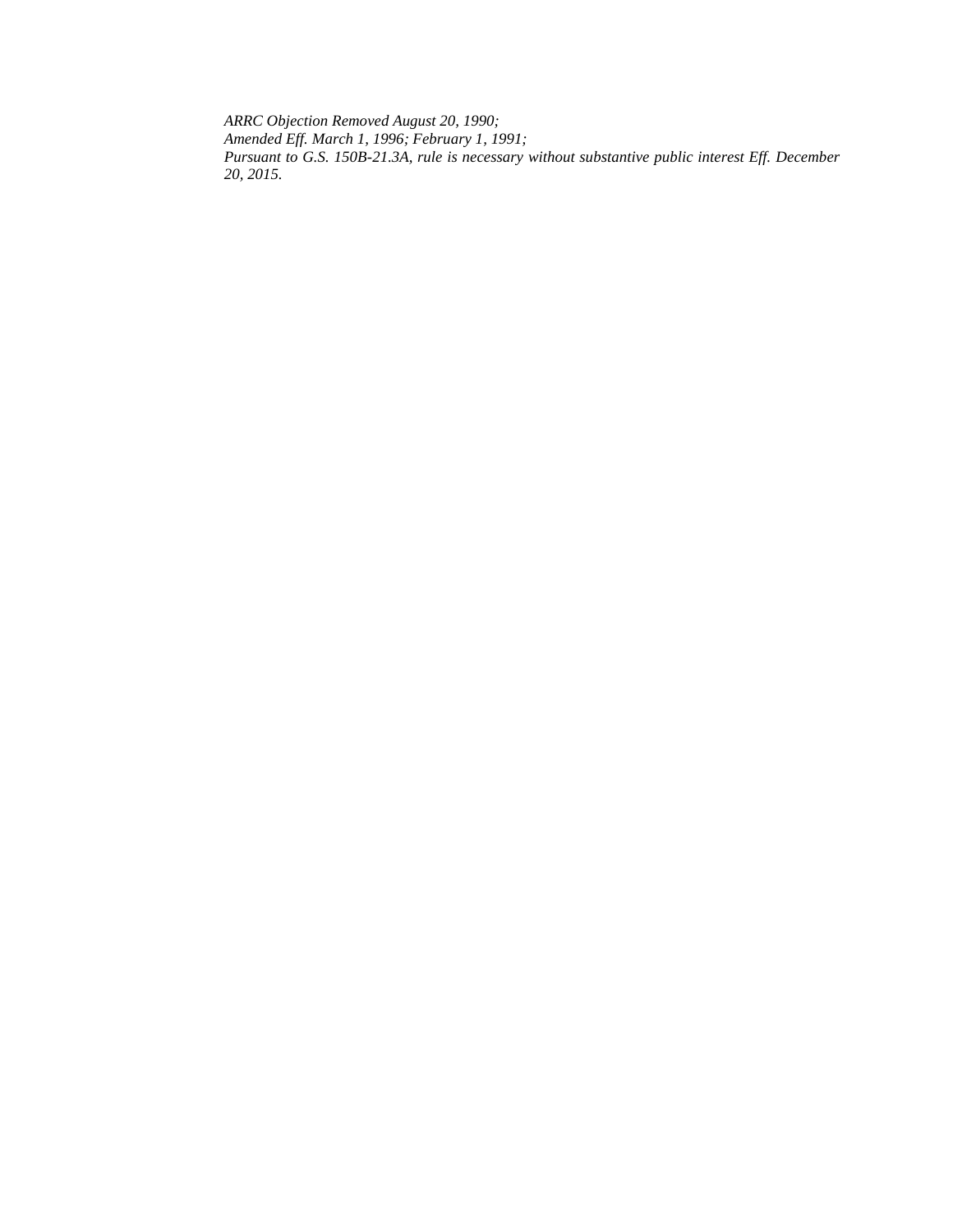*ARRC Objection Removed August 20, 1990;*
*Amended Eff. March 1, 1996; February 1, 1991;*
*Pursuant to G.S. 150B-21.3A, rule is necessary without substantive public interest Eff. December 20, 2015.*